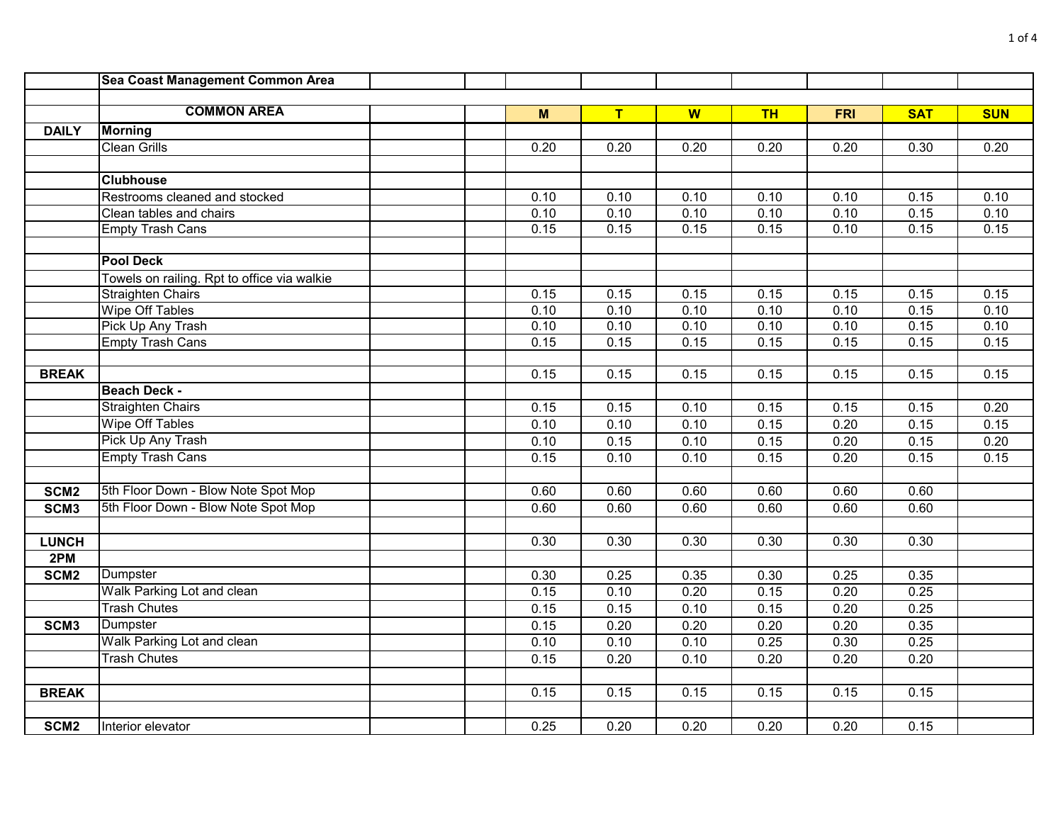| | Sea Coast Management Common Area | | | | | | | | | |
|---|---|---|---|---|---|---|---|---|---|---|
| | | | | | | | | | | |
| | **COMMON AREA** | | | **M** | **T** | **W** | **TH** | **FRI** | **SAT** | **SUN** |
| **DAILY** | **Morning** | | | | | | | | | |
| | Clean Grills | | | 0.20 | 0.20 | 0.20 | 0.20 | 0.20 | 0.30 | 0.20 |
| | | | | | | | | | | |
| | **Clubhouse** | | | | | | | | | |
| | Restrooms cleaned and stocked | | | 0.10 | 0.10 | 0.10 | 0.10 | 0.10 | 0.15 | 0.10 |
| | Clean tables and chairs | | | 0.10 | 0.10 | 0.10 | 0.10 | 0.10 | 0.15 | 0.10 |
| | Empty Trash Cans | | | 0.15 | 0.15 | 0.15 | 0.15 | 0.10 | 0.15 | 0.15 |
| | | | | | | | | | | |
| | **Pool Deck** | | | | | | | | | |
| | Towels on railing. Rpt to office via walkie | | | | | | | | | |
| | Straighten Chairs | | | 0.15 | 0.15 | 0.15 | 0.15 | 0.15 | 0.15 | 0.15 |
| | Wipe Off Tables | | | 0.10 | 0.10 | 0.10 | 0.10 | 0.10 | 0.15 | 0.10 |
| | Pick Up Any Trash | | | 0.10 | 0.10 | 0.10 | 0.10 | 0.10 | 0.15 | 0.10 |
| | Empty Trash Cans | | | 0.15 | 0.15 | 0.15 | 0.15 | 0.15 | 0.15 | 0.15 |
| | | | | | | | | | | |
| **BREAK** | | | | 0.15 | 0.15 | 0.15 | 0.15 | 0.15 | 0.15 | 0.15 |
| | **Beach Deck -** | | | | | | | | | |
| | Straighten Chairs | | | 0.15 | 0.15 | 0.10 | 0.15 | 0.15 | 0.15 | 0.20 |
| | Wipe Off Tables | | | 0.10 | 0.10 | 0.10 | 0.15 | 0.20 | 0.15 | 0.15 |
| | Pick Up Any Trash | | | 0.10 | 0.15 | 0.10 | 0.15 | 0.20 | 0.15 | 0.20 |
| | Empty Trash Cans | | | 0.15 | 0.10 | 0.10 | 0.15 | 0.20 | 0.15 | 0.15 |
| | | | | | | | | | | |
| **SCM2** | 5th Floor Down - Blow Note Spot Mop | | | 0.60 | 0.60 | 0.60 | 0.60 | 0.60 | 0.60 | |
| **SCM3** | 5th Floor Down - Blow Note Spot Mop | | | 0.60 | 0.60 | 0.60 | 0.60 | 0.60 | 0.60 | |
| | | | | | | | | | | |
| **LUNCH** | | | | 0.30 | 0.30 | 0.30 | 0.30 | 0.30 | 0.30 | |
| **2PM** | | | | | | | | | | |
| **SCM2** | Dumpster | | | 0.30 | 0.25 | 0.35 | 0.30 | 0.25 | 0.35 | |
| | Walk Parking Lot and clean | | | 0.15 | 0.10 | 0.20 | 0.15 | 0.20 | 0.25 | |
| | Trash Chutes | | | 0.15 | 0.15 | 0.10 | 0.15 | 0.20 | 0.25 | |
| **SCM3** | Dumpster | | | 0.15 | 0.20 | 0.20 | 0.20 | 0.20 | 0.35 | |
| | Walk Parking Lot and clean | | | 0.10 | 0.10 | 0.10 | 0.25 | 0.30 | 0.25 | |
| | Trash Chutes | | | 0.15 | 0.20 | 0.10 | 0.20 | 0.20 | 0.20 | |
| | | | | | | | | | | |
| **BREAK** | | | | 0.15 | 0.15 | 0.15 | 0.15 | 0.15 | 0.15 | |
| | | | | | | | | | | |
| **SCM2** | Interior elevator | | | 0.25 | 0.20 | 0.20 | 0.20 | 0.20 | 0.15 | |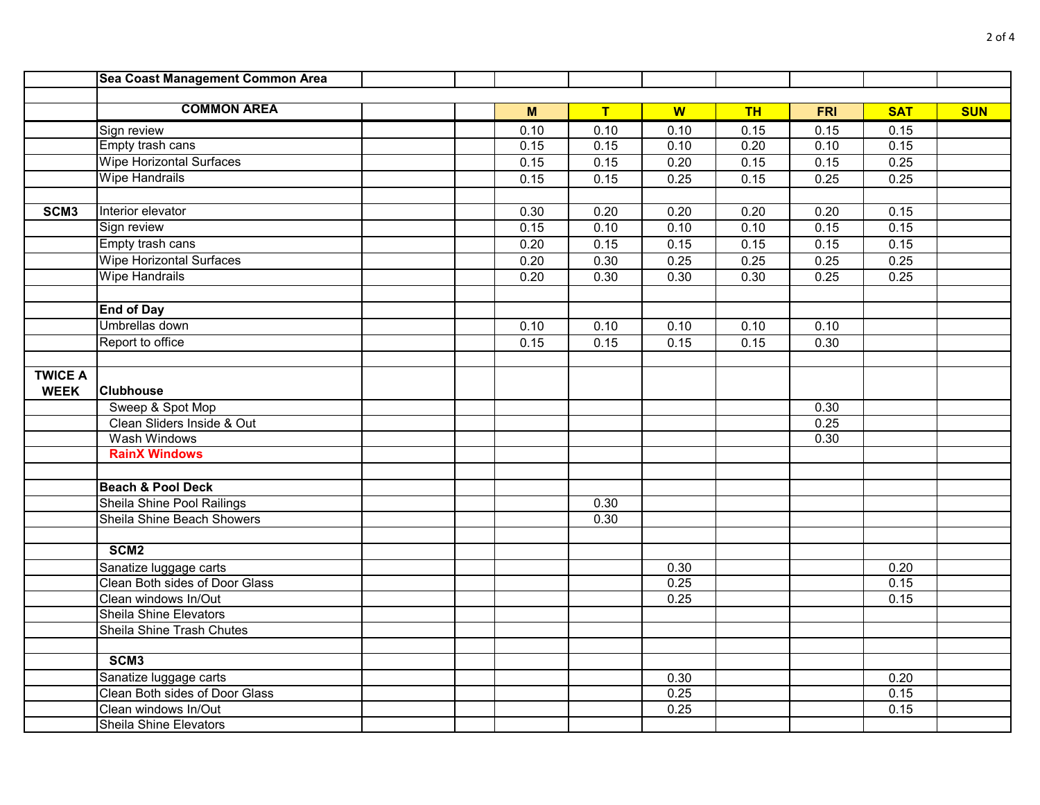| | Sea Coast Management Common Area | | | | | | | | | |
|---|---|---|---|---|---|---|---|---|---|---|
| | | | | | | | | | | |
| | **COMMON AREA** | | | **M** | **T** | **W** | **TH** | **FRI** | **SAT** | **SUN** |
| | Sign review | | | 0.10 | 0.10 | 0.10 | 0.15 | 0.15 | 0.15 | |
| | Empty trash cans | | | 0.15 | 0.15 | 0.10 | 0.20 | 0.10 | 0.15 | |
| | Wipe Horizontal Surfaces | | | 0.15 | 0.15 | 0.20 | 0.15 | 0.15 | 0.25 | |
| | Wipe Handrails | | | 0.15 | 0.15 | 0.25 | 0.15 | 0.25 | 0.25 | |
| | | | | | | | | | | |
| **SCM3** | Interior elevator | | | 0.30 | 0.20 | 0.20 | 0.20 | 0.20 | 0.15 | |
| | Sign review | | | 0.15 | 0.10 | 0.10 | 0.10 | 0.15 | 0.15 | |
| | Empty trash cans | | | 0.20 | 0.15 | 0.15 | 0.15 | 0.15 | 0.15 | |
| | Wipe Horizontal Surfaces | | | 0.20 | 0.30 | 0.25 | 0.25 | 0.25 | 0.25 | |
| | Wipe Handrails | | | 0.20 | 0.30 | 0.30 | 0.30 | 0.25 | 0.25 | |
| | | | | | | | | | | |
| | **End of Day** | | | | | | | | | |
| | Umbrellas down | | | 0.10 | 0.10 | 0.10 | 0.10 | 0.10 | | |
| | Report to office | | | 0.15 | 0.15 | 0.15 | 0.15 | 0.30 | | |
| | | | | | | | | | | |
| **TWICE A WEEK** | **Clubhouse** | | | | | | | | | |
| | Sweep & Spot Mop | | | | | | | 0.30 | | |
| | Clean Sliders Inside & Out | | | | | | | 0.25 | | |
| | Wash Windows | | | | | | | 0.30 | | |
| | **RainX Windows** | | | | | | | | | |
| | | | | | | | | | | |
| | **Beach & Pool Deck** | | | | | | | | | |
| | Sheila Shine Pool Railings | | | | 0.30 | | | | | |
| | Sheila Shine Beach Showers | | | | 0.30 | | | | | |
| | | | | | | | | | | |
| | **SCM2** | | | | | | | | | |
| | Sanatize luggage carts | | | | | 0.30 | | | 0.20 | |
| | Clean Both sides of Door Glass | | | | | 0.25 | | | 0.15 | |
| | Clean windows In/Out | | | | | 0.25 | | | 0.15 | |
| | Sheila Shine Elevators | | | | | | | | | |
| | Sheila Shine Trash Chutes | | | | | | | | | |
| | | | | | | | | | | |
| | **SCM3** | | | | | | | | | |
| | Sanatize luggage carts | | | | | 0.30 | | | 0.20 | |
| | Clean Both sides of Door Glass | | | | | 0.25 | | | 0.15 | |
| | Clean windows In/Out | | | | | 0.25 | | | 0.15 | |
| | Sheila Shine Elevators | | | | | | | | | |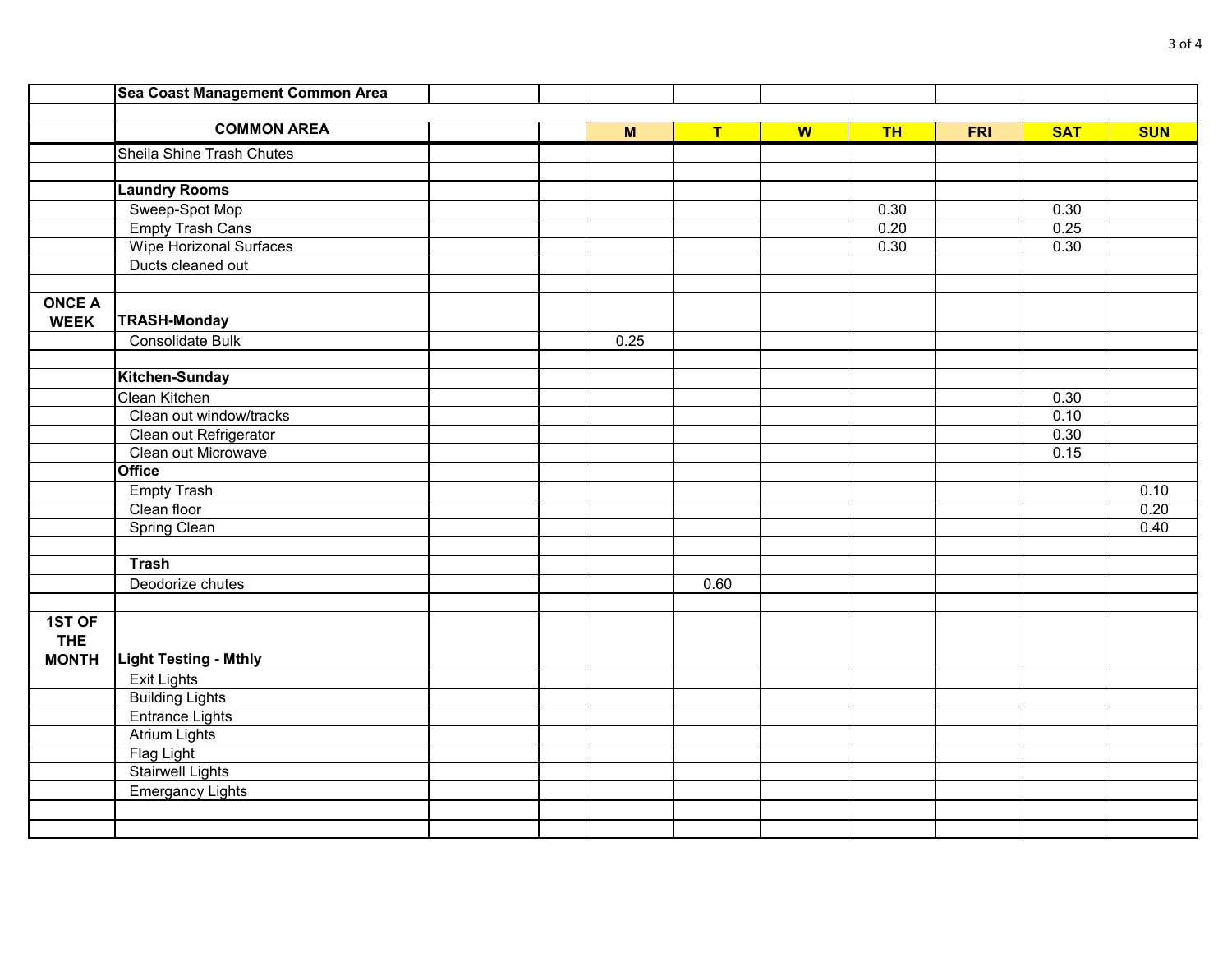| | Sea Coast Management Common Area | | | | | | | | | |
|---|---|---|---|---|---|---|---|---|---|---|
| | | | | | | | | | | |
| | **COMMON AREA** | | | **M** | **T** | **W** | **TH** | **FRI** | **SAT** | **SUN** |
| | Sheila Shine Trash Chutes | | | | | | | | | |
| | | | | | | | | | | |
| | **Laundry Rooms** | | | | | | | | | |
| | Sweep-Spot Mop | | | | | | 0.30 | | 0.30 | |
| | Empty Trash Cans | | | | | | 0.20 | | 0.25 | |
| | Wipe Horizonal Surfaces | | | | | | 0.30 | | 0.30 | |
| | Ducts cleaned out | | | | | | | | | |
| | | | | | | | | | | |
| **ONCE A WEEK** | **TRASH-Monday** | | | | | | | | | |
| | Consolidate Bulk | | | 0.25 | | | | | | |
| | | | | | | | | | | |
| | **Kitchen-Sunday** | | | | | | | | | |
| | Clean Kitchen | | | | | | | | 0.30 | |
| | Clean out window/tracks | | | | | | | | 0.10 | |
| | Clean out Refrigerator | | | | | | | | 0.30 | |
| | Clean out Microwave | | | | | | | | 0.15 | |
| | **Office** | | | | | | | | | |
| | Empty Trash | | | | | | | | | 0.10 |
| | Clean floor | | | | | | | | | 0.20 |
| | Spring Clean | | | | | | | | | 0.40 |
| | | | | | | | | | | |
| | **Trash** | | | | | | | | | |
| | Deodorize chutes | | | | 0.60 | | | | | |
| | | | | | | | | | | |
| **1ST OF THE MONTH** | **Light Testing - Mthly** | | | | | | | | | |
| | Exit Lights | | | | | | | | | |
| | Building Lights | | | | | | | | | |
| | Entrance Lights | | | | | | | | | |
| | Atrium Lights | | | | | | | | | |
| | Flag Light | | | | | | | | | |
| | Stairwell Lights | | | | | | | | | |
| | Emergancy Lights | | | | | | | | | |
| | | | | | | | | | | |
| | | | | | | | | | | |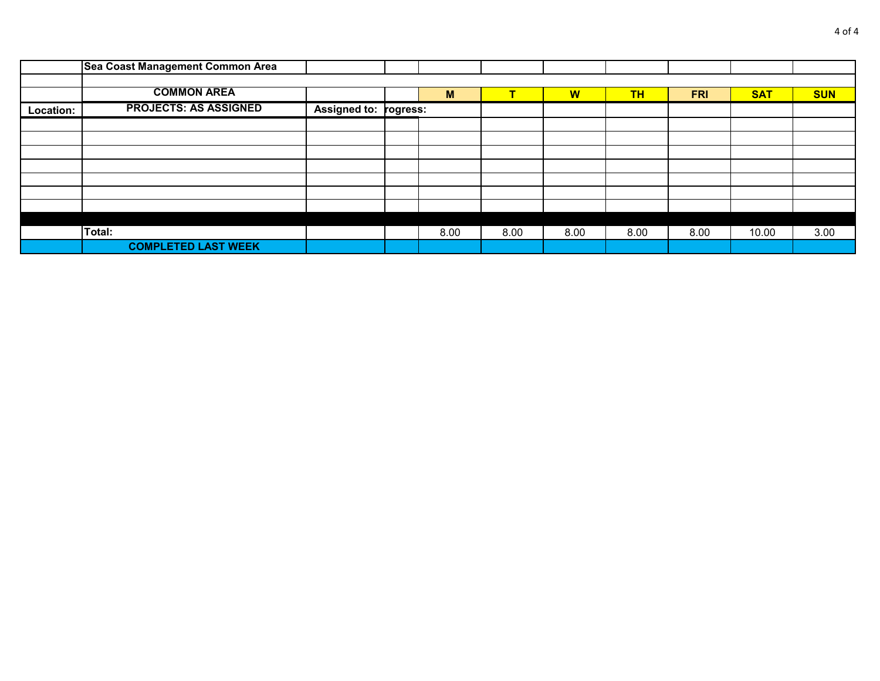| | | | | | | | | | | |
|---|---|---|---|---|---|---|---|---|---|---|
| | **Sea Coast Management Common Area** | | | | | | | | | |
| | | | | | | | | | | |
| | **COMMON AREA** | | | **M** | **T** | **W** | **TH** | **FRI** | **SAT** | **SUN** |
| **Location:** | **PROJECTS: AS ASSIGNED** | **Assigned to:** | **rogress:** | | | | | | | |
| | | | | | | | | | | |
| | | | | | | | | | | |
| | | | | | | | | | | |
| | | | | | | | | | | |
| | | | | | | | | | | |
| | | | | | | | | | | |
| | | | | | | | | | | |
| | | | | | | | | | | |
| | **Total:** | | | 8.00 | 8.00 | 8.00 | 8.00 | 8.00 | 10.00 | 3.00 |
| | **COMPLETED LAST WEEK** | | | | | | | | | |